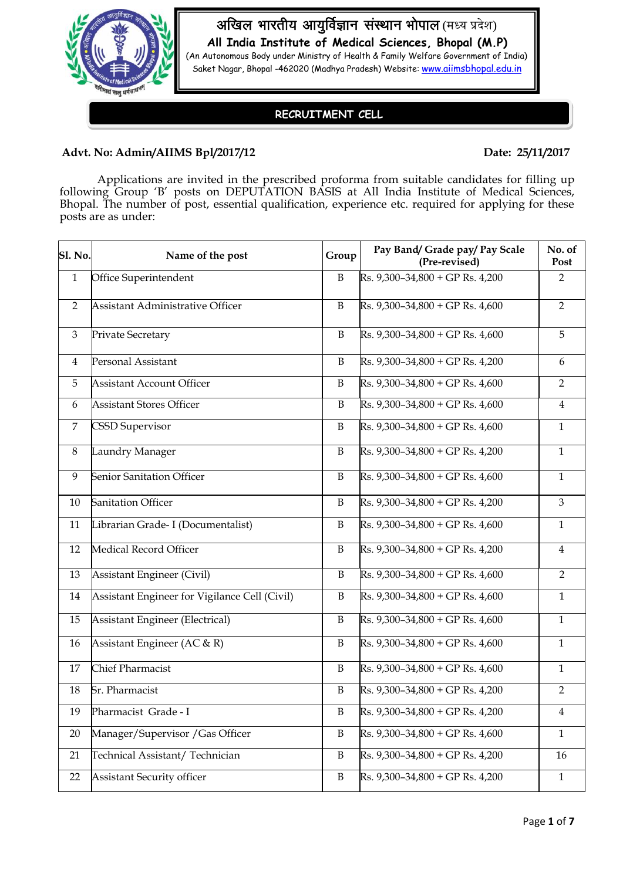# अखिल भारतीय आयुर्विज्ञान संस्थान भोपाल (मध्य प्रदेश)

## All India Institute of Medical Sciences, Bhopal (M.P)

(An Autonomous Body under Ministry of Health & Family Welfare Government of India)
Saket Nagar, Bhopal -462020 (Madhya Pradesh) Website: www.aiimsbhopal.edu.in

### RECRUITMENT CELL

**Advt. No: Admin/AIIMS Bpl/2017/12** **Date: 25/11/2017**

Applications are invited in the prescribed proforma from suitable candidates for filling up following Group 'B' posts on DEPUTATION BASIS at All India Institute of Medical Sciences, Bhopal. The number of post, essential qualification, experience etc. required for applying for these posts are as under:

| Sl. No. | Name of the post | Group | Pay Band/ Grade pay/ Pay Scale (Pre-revised) | No. of Post |
|---|---|---|---|---|
| 1 | Office Superintendent | B | Rs. 9,300–34,800 + GP Rs. 4,200 | 2 |
| 2 | Assistant Administrative Officer | B | Rs. 9,300–34,800 + GP Rs. 4,600 | 2 |
| 3 | Private Secretary | B | Rs. 9,300–34,800 + GP Rs. 4,600 | 5 |
| 4 | Personal Assistant | B | Rs. 9,300–34,800 + GP Rs. 4,200 | 6 |
| 5 | Assistant Account Officer | B | Rs. 9,300–34,800 + GP Rs. 4,600 | 2 |
| 6 | Assistant Stores Officer | B | Rs. 9,300–34,800 + GP Rs. 4,600 | 4 |
| 7 | CSSD Supervisor | B | Rs. 9,300–34,800 + GP Rs. 4,600 | 1 |
| 8 | Laundry Manager | B | Rs. 9,300–34,800 + GP Rs. 4,200 | 1 |
| 9 | Senior Sanitation Officer | B | Rs. 9,300–34,800 + GP Rs. 4,600 | 1 |
| 10 | Sanitation Officer | B | Rs. 9,300–34,800 + GP Rs. 4,200 | 3 |
| 11 | Librarian Grade- I (Documentalist) | B | Rs. 9,300–34,800 + GP Rs. 4,600 | 1 |
| 12 | Medical Record Officer | B | Rs. 9,300–34,800 + GP Rs. 4,200 | 4 |
| 13 | Assistant Engineer (Civil) | B | Rs. 9,300–34,800 + GP Rs. 4,600 | 2 |
| 14 | Assistant Engineer for Vigilance Cell (Civil) | B | Rs. 9,300–34,800 + GP Rs. 4,600 | 1 |
| 15 | Assistant Engineer (Electrical) | B | Rs. 9,300–34,800 + GP Rs. 4,600 | 1 |
| 16 | Assistant Engineer (AC & R) | B | Rs. 9,300–34,800 + GP Rs. 4,600 | 1 |
| 17 | Chief Pharmacist | B | Rs. 9,300–34,800 + GP Rs. 4,600 | 1 |
| 18 | Sr. Pharmacist | B | Rs. 9,300–34,800 + GP Rs. 4,200 | 2 |
| 19 | Pharmacist Grade - I | B | Rs. 9,300–34,800 + GP Rs. 4,200 | 4 |
| 20 | Manager/Supervisor /Gas Officer | B | Rs. 9,300–34,800 + GP Rs. 4,600 | 1 |
| 21 | Technical Assistant/ Technician | B | Rs. 9,300–34,800 + GP Rs. 4,200 | 16 |
| 22 | Assistant Security officer | B | Rs. 9,300–34,800 + GP Rs. 4,200 | 1 |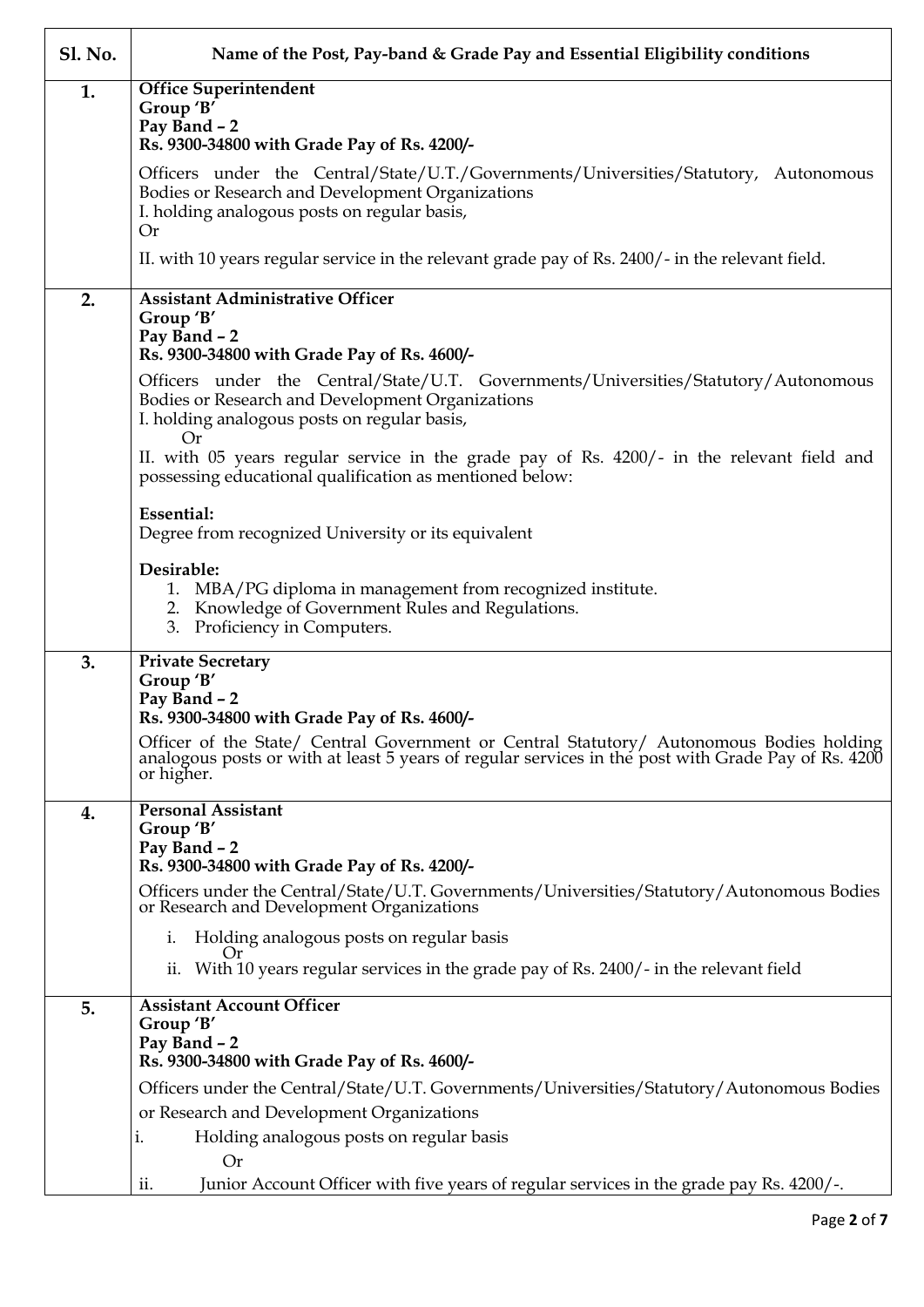| Sl. No. | Name of the Post, Pay-band & Grade Pay and Essential Eligibility conditions |
|---|---|
| 1. | **Office Superintendent**<br>**Group 'B'**<br>**Pay Band – 2**<br>**Rs. 9300-34800 with Grade Pay of Rs. 4200/-**<br><br>Officers under the Central/State/U.T./Governments/Universities/Statutory, Autonomous Bodies or Research and Development Organizations<br>I. holding analogous posts on regular basis,<br>Or<br>II. with 10 years regular service in the relevant grade pay of Rs. 2400/- in the relevant field. |
| 2. | **Assistant Administrative Officer**<br>**Group 'B'**<br>**Pay Band – 2**<br>**Rs. 9300-34800 with Grade Pay of Rs. 4600/-**<br><br>Officers under the Central/State/U.T. Governments/Universities/Statutory/Autonomous Bodies or Research and Development Organizations<br>I. holding analogous posts on regular basis,<br>Or<br>II. with 05 years regular service in the grade pay of Rs. 4200/- in the relevant field and possessing educational qualification as mentioned below:<br><br>**Essential:**<br>Degree from recognized University or its equivalent<br><br>**Desirable:**<br>1. MBA/PG diploma in management from recognized institute.<br>2. Knowledge of Government Rules and Regulations.<br>3. Proficiency in Computers. |
| 3. | **Private Secretary**<br>**Group 'B'**<br>**Pay Band – 2**<br>**Rs. 9300-34800 with Grade Pay of Rs. 4600/-**<br><br>Officer of the State/ Central Government or Central Statutory/ Autonomous Bodies holding analogous posts or with at least 5 years of regular services in the post with Grade Pay of Rs. 4200 or higher. |
| 4. | **Personal Assistant**<br>**Group 'B'**<br>**Pay Band – 2**<br>**Rs. 9300-34800 with Grade Pay of Rs. 4200/-**<br><br>Officers under the Central/State/U.T. Governments/Universities/Statutory/Autonomous Bodies or Research and Development Organizations<br>i. Holding analogous posts on regular basis<br>Or<br>ii. With 10 years regular services in the grade pay of Rs. 2400/- in the relevant field |
| 5. | **Assistant Account Officer**<br>**Group 'B'**<br>**Pay Band – 2**<br>**Rs. 9300-34800 with Grade Pay of Rs. 4600/-**<br><br>Officers under the Central/State/U.T. Governments/Universities/Statutory/Autonomous Bodies or Research and Development Organizations<br>i. Holding analogous posts on regular basis<br>Or<br>ii. Junior Account Officer with five years of regular services in the grade pay Rs. 4200/-. |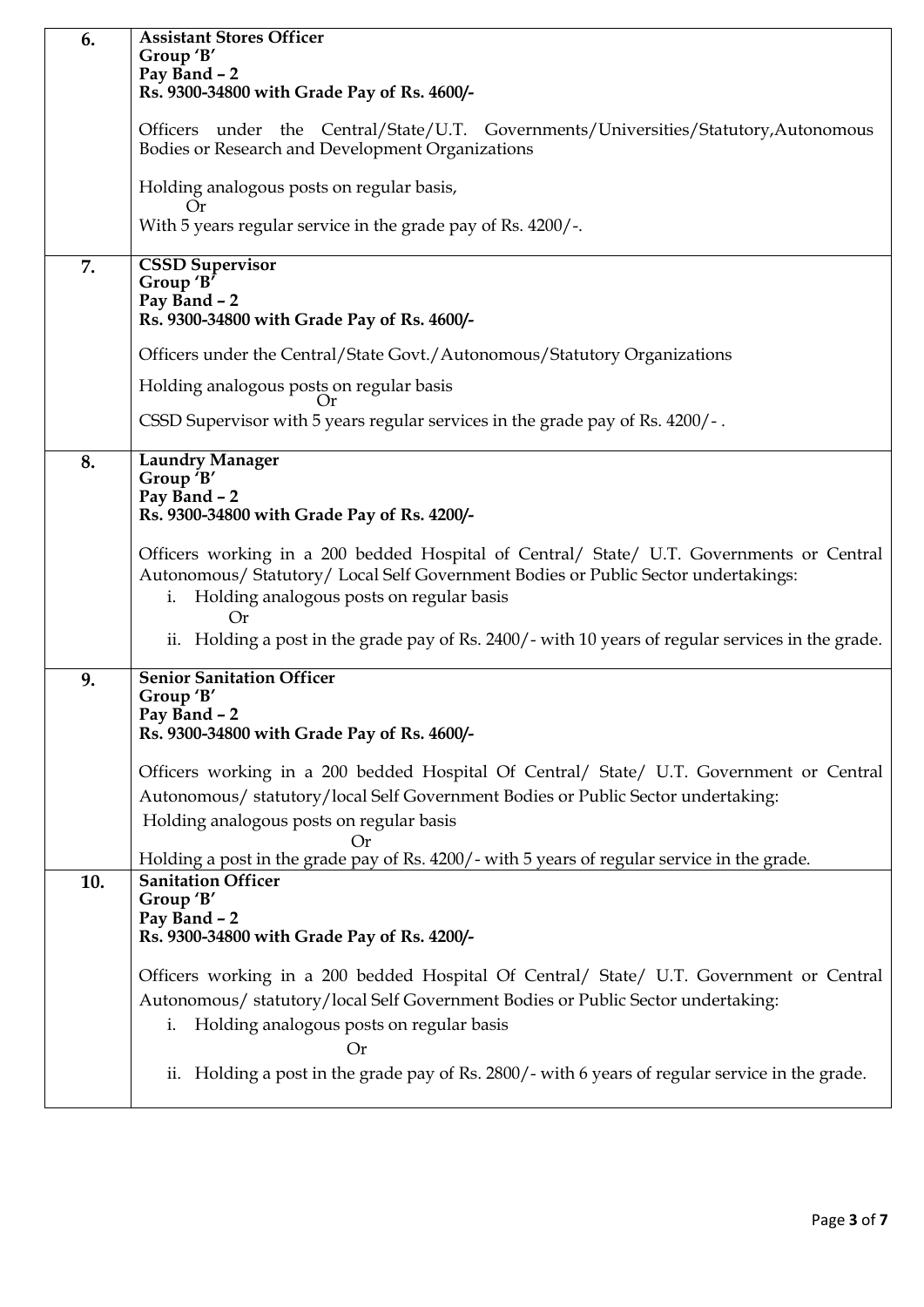| | |
|---|---|
| **6.** | **Assistant Stores Officer**<br>**Group 'B'**<br>**Pay Band – 2**<br>**Rs. 9300-34800 with Grade Pay of Rs. 4600/-**<br><br>Officers under the Central/State/U.T. Governments/Universities/Statutory,Autonomous Bodies or Research and Development Organizations<br><br>Holding analogous posts on regular basis,<br>Or<br>With 5 years regular service in the grade pay of Rs. 4200/-. |
| **7.** | **CSSD Supervisor**<br>**Group 'B'**<br>**Pay Band – 2**<br>**Rs. 9300-34800 with Grade Pay of Rs. 4600/-**<br><br>Officers under the Central/State Govt./Autonomous/Statutory Organizations<br><br>Holding analogous posts on regular basis<br>Or<br>CSSD Supervisor with 5 years regular services in the grade pay of Rs. 4200/- . |
| **8.** | **Laundry Manager**<br>**Group 'B'**<br>**Pay Band – 2**<br>**Rs. 9300-34800 with Grade Pay of Rs. 4200/-**<br><br>Officers working in a 200 bedded Hospital of Central/ State/ U.T. Governments or Central Autonomous/ Statutory/ Local Self Government Bodies or Public Sector undertakings:<br>i. Holding analogous posts on regular basis<br>Or<br>ii. Holding a post in the grade pay of Rs. 2400/- with 10 years of regular services in the grade. |
| **9.** | **Senior Sanitation Officer**<br>**Group 'B'**<br>**Pay Band – 2**<br>**Rs. 9300-34800 with Grade Pay of Rs. 4600/-**<br><br>Officers working in a 200 bedded Hospital Of Central/ State/ U.T. Government or Central Autonomous/ statutory/local Self Government Bodies or Public Sector undertaking:<br>Holding analogous posts on regular basis<br>Or<br>Holding a post in the grade pay of Rs. 4200/- with 5 years of regular service in the grade. |
| **10.** | **Sanitation Officer**<br>**Group 'B'**<br>**Pay Band – 2**<br>**Rs. 9300-34800 with Grade Pay of Rs. 4200/-**<br><br>Officers working in a 200 bedded Hospital Of Central/ State/ U.T. Government or Central Autonomous/ statutory/local Self Government Bodies or Public Sector undertaking:<br>i. Holding analogous posts on regular basis<br>Or<br>ii. Holding a post in the grade pay of Rs. 2800/- with 6 years of regular service in the grade. |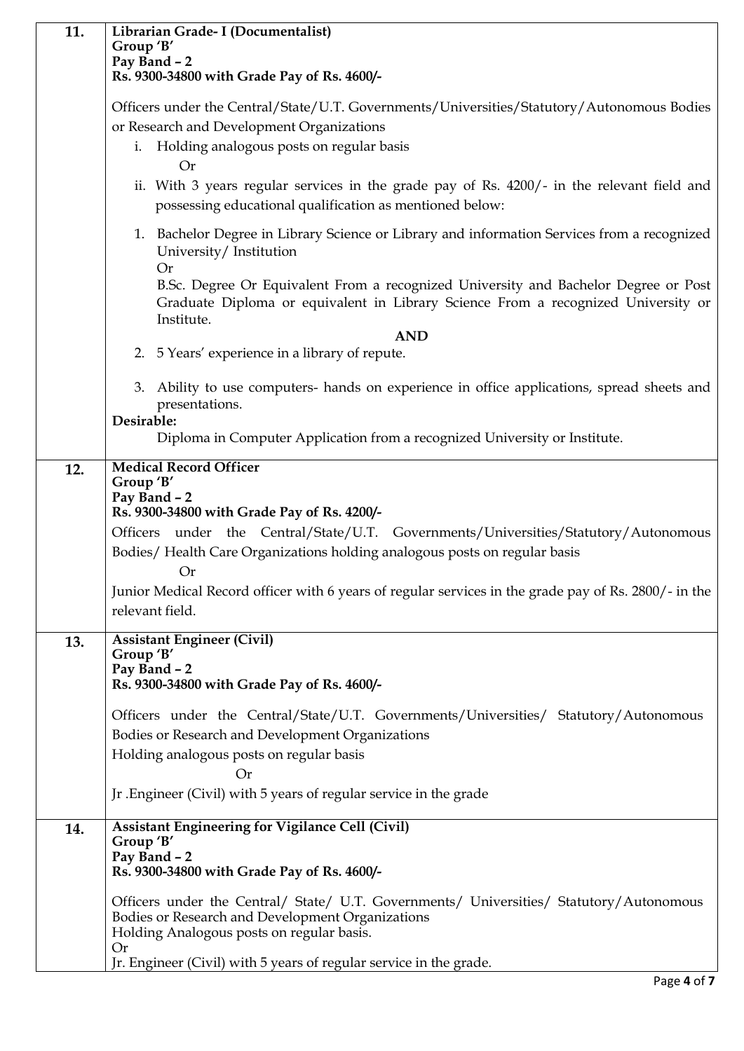| | |
|---|---|
| **11.** | **Librarian Grade- I (Documentalist)**<br>**Group 'B'**<br>**Pay Band – 2**<br>**Rs. 9300-34800 with Grade Pay of Rs. 4600/-**<br><br>Officers under the Central/State/U.T. Governments/Universities/Statutory/Autonomous Bodies or Research and Development Organizations<br>i. Holding analogous posts on regular basis<br>Or<br>ii. With 3 years regular services in the grade pay of Rs. 4200/- in the relevant field and possessing educational qualification as mentioned below:<br><br>1. Bachelor Degree in Library Science or Library and information Services from a recognized University/ Institution<br>Or<br>B.Sc. Degree Or Equivalent From a recognized University and Bachelor Degree or Post Graduate Diploma or equivalent in Library Science From a recognized University or Institute.<br>**AND**<br>2. 5 Years' experience in a library of repute.<br><br>3. Ability to use computers- hands on experience in office applications, spread sheets and presentations.<br>**Desirable:**<br>Diploma in Computer Application from a recognized University or Institute. |
| **12.** | **Medical Record Officer**<br>**Group 'B'**<br>**Pay Band – 2**<br>**Rs. 9300-34800 with Grade Pay of Rs. 4200/-**<br>Officers under the Central/State/U.T. Governments/Universities/Statutory/Autonomous Bodies/ Health Care Organizations holding analogous posts on regular basis<br>Or<br>Junior Medical Record officer with 6 years of regular services in the grade pay of Rs. 2800/- in the relevant field. |
| **13.** | **Assistant Engineer (Civil)**<br>**Group 'B'**<br>**Pay Band – 2**<br>**Rs. 9300-34800 with Grade Pay of Rs. 4600/-**<br><br>Officers under the Central/State/U.T. Governments/Universities/ Statutory/Autonomous Bodies or Research and Development Organizations<br>Holding analogous posts on regular basis<br>Or<br>Jr .Engineer (Civil) with 5 years of regular service in the grade |
| **14.** | **Assistant Engineering for Vigilance Cell (Civil)**<br>**Group 'B'**<br>**Pay Band – 2**<br>**Rs. 9300-34800 with Grade Pay of Rs. 4600/-**<br><br>Officers under the Central/ State/ U.T. Governments/ Universities/ Statutory/Autonomous Bodies or Research and Development Organizations<br>Holding Analogous posts on regular basis.<br>Or<br>Jr. Engineer (Civil) with 5 years of regular service in the grade. |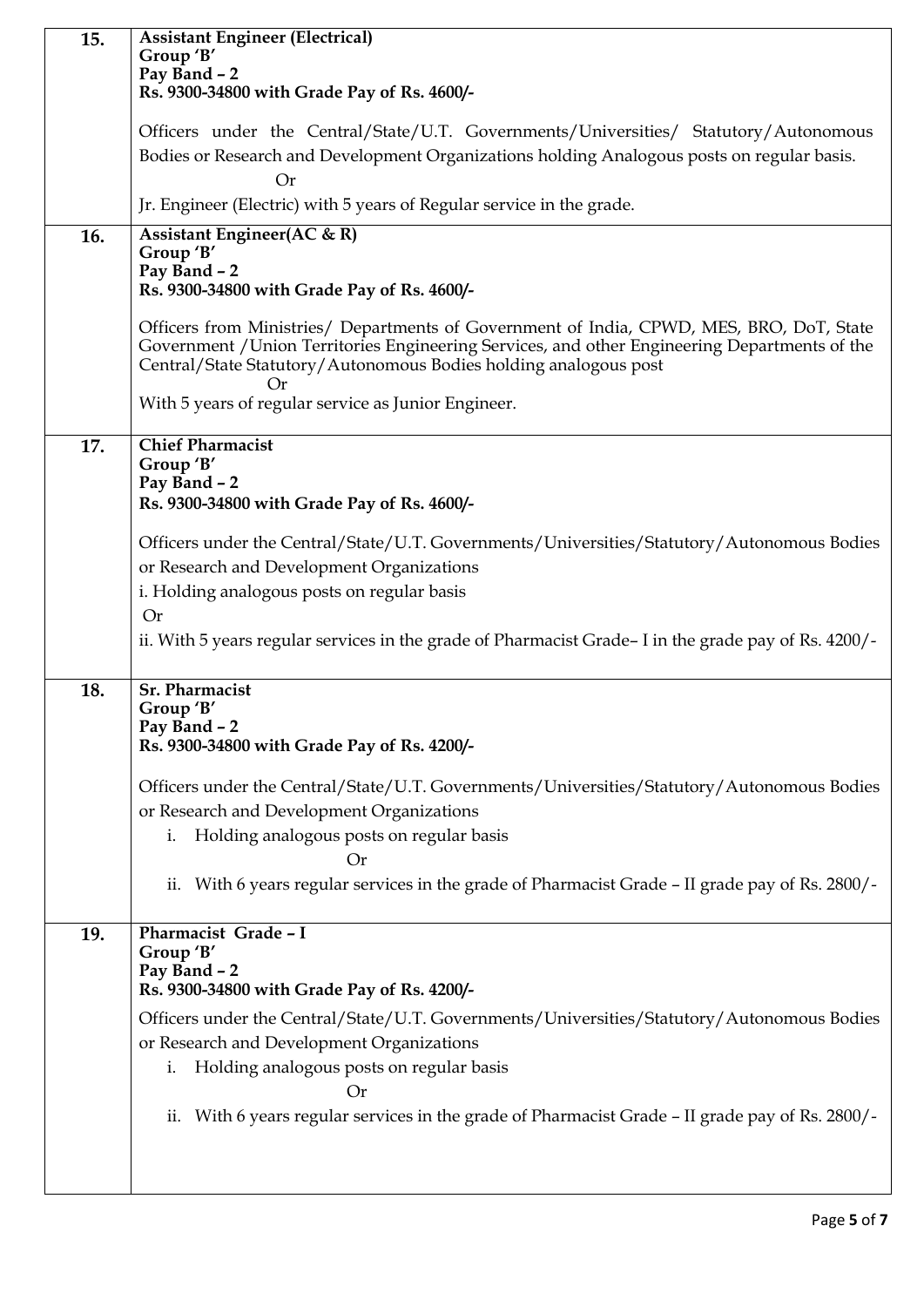| | |
|---|---|
| 15. | **Assistant Engineer (Electrical)**<br>**Group 'B'**<br>**Pay Band – 2**<br>**Rs. 9300-34800 with Grade Pay of Rs. 4600/-**<br><br>Officers under the Central/State/U.T. Governments/Universities/ Statutory/Autonomous Bodies or Research and Development Organizations holding Analogous posts on regular basis.<br>Or<br>Jr. Engineer (Electric) with 5 years of Regular service in the grade. |
| 16. | **Assistant Engineer(AC & R)**<br>**Group 'B'**<br>**Pay Band – 2**<br>**Rs. 9300-34800 with Grade Pay of Rs. 4600/-**<br><br>Officers from Ministries/ Departments of Government of India, CPWD, MES, BRO, DoT, State Government /Union Territories Engineering Services, and other Engineering Departments of the Central/State Statutory/Autonomous Bodies holding analogous post<br>Or<br>With 5 years of regular service as Junior Engineer. |
| 17. | **Chief Pharmacist**<br>**Group 'B'**<br>**Pay Band – 2**<br>**Rs. 9300-34800 with Grade Pay of Rs. 4600/-**<br><br>Officers under the Central/State/U.T. Governments/Universities/Statutory/Autonomous Bodies or Research and Development Organizations<br>i. Holding analogous posts on regular basis<br>Or<br>ii. With 5 years regular services in the grade of Pharmacist Grade– I in the grade pay of Rs. 4200/- |
| 18. | **Sr. Pharmacist**<br>**Group 'B'**<br>**Pay Band – 2**<br>**Rs. 9300-34800 with Grade Pay of Rs. 4200/-**<br><br>Officers under the Central/State/U.T. Governments/Universities/Statutory/Autonomous Bodies or Research and Development Organizations<br>i. Holding analogous posts on regular basis<br>Or<br>ii. With 6 years regular services in the grade of Pharmacist Grade – II grade pay of Rs. 2800/- |
| 19. | **Pharmacist Grade – I**<br>**Group 'B'**<br>**Pay Band – 2**<br>**Rs. 9300-34800 with Grade Pay of Rs. 4200/-**<br><br>Officers under the Central/State/U.T. Governments/Universities/Statutory/Autonomous Bodies or Research and Development Organizations<br>i. Holding analogous posts on regular basis<br>Or<br>ii. With 6 years regular services in the grade of Pharmacist Grade – II grade pay of Rs. 2800/- |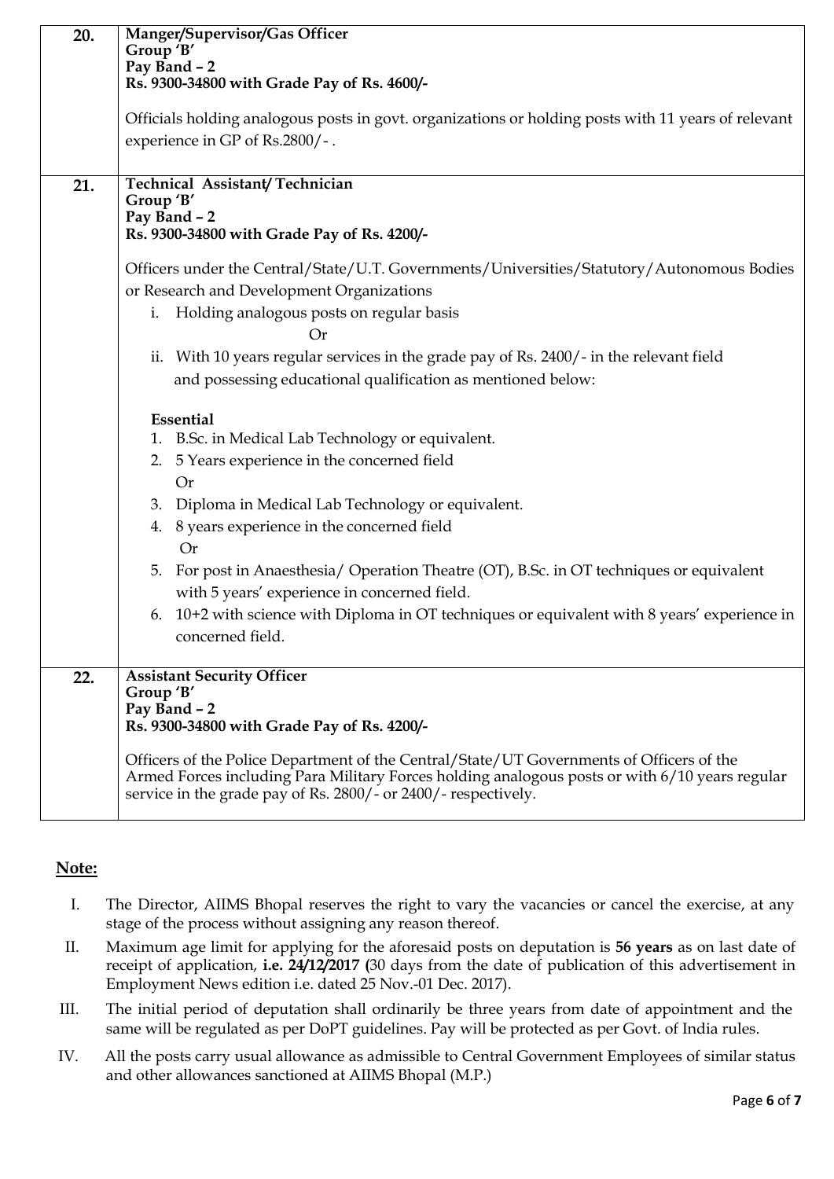| | |
|---|---|
| **20.** | **Manger/Supervisor/Gas Officer**<br>**Group 'B'**<br>**Pay Band – 2**<br>**Rs. 9300-34800 with Grade Pay of Rs. 4600/-**<br><br>Officials holding analogous posts in govt. organizations or holding posts with 11 years of relevant experience in GP of Rs.2800/- . |
| **21.** | **Technical Assistant/ Technician**<br>**Group 'B'**<br>**Pay Band – 2**<br>**Rs. 9300-34800 with Grade Pay of Rs. 4200/-**<br><br>Officers under the Central/State/U.T. Governments/Universities/Statutory/Autonomous Bodies or Research and Development Organizations<br>i. Holding analogous posts on regular basis<br>Or<br>ii. With 10 years regular services in the grade pay of Rs. 2400/- in the relevant field and possessing educational qualification as mentioned below:<br><br>**Essential**<br>1. B.Sc. in Medical Lab Technology or equivalent.<br>2. 5 Years experience in the concerned field<br>Or<br>3. Diploma in Medical Lab Technology or equivalent.<br>4. 8 years experience in the concerned field<br>Or<br>5. For post in Anaesthesia/ Operation Theatre (OT), B.Sc. in OT techniques or equivalent with 5 years' experience in concerned field.<br>6. 10+2 with science with Diploma in OT techniques or equivalent with 8 years' experience in concerned field. |
| **22.** | **Assistant Security Officer**<br>**Group 'B'**<br>**Pay Band – 2**<br>**Rs. 9300-34800 with Grade Pay of Rs. 4200/-**<br><br>Officers of the Police Department of the Central/State/UT Governments of Officers of the Armed Forces including Para Military Forces holding analogous posts or with 6/10 years regular service in the grade pay of Rs. 2800/- or 2400/- respectively. |

## Note:

I. The Director, AIIMS Bhopal reserves the right to vary the vacancies or cancel the exercise, at any stage of the process without assigning any reason thereof.

II. Maximum age limit for applying for the aforesaid posts on deputation is **56 years** as on last date of receipt of application, **i.e. 24/12/2017 (**30 days from the date of publication of this advertisement in Employment News edition i.e. dated 25 Nov.-01 Dec. 2017).

III. The initial period of deputation shall ordinarily be three years from date of appointment and the same will be regulated as per DoPT guidelines. Pay will be protected as per Govt. of India rules.

IV. All the posts carry usual allowance as admissible to Central Government Employees of similar status and other allowances sanctioned at AIIMS Bhopal (M.P.)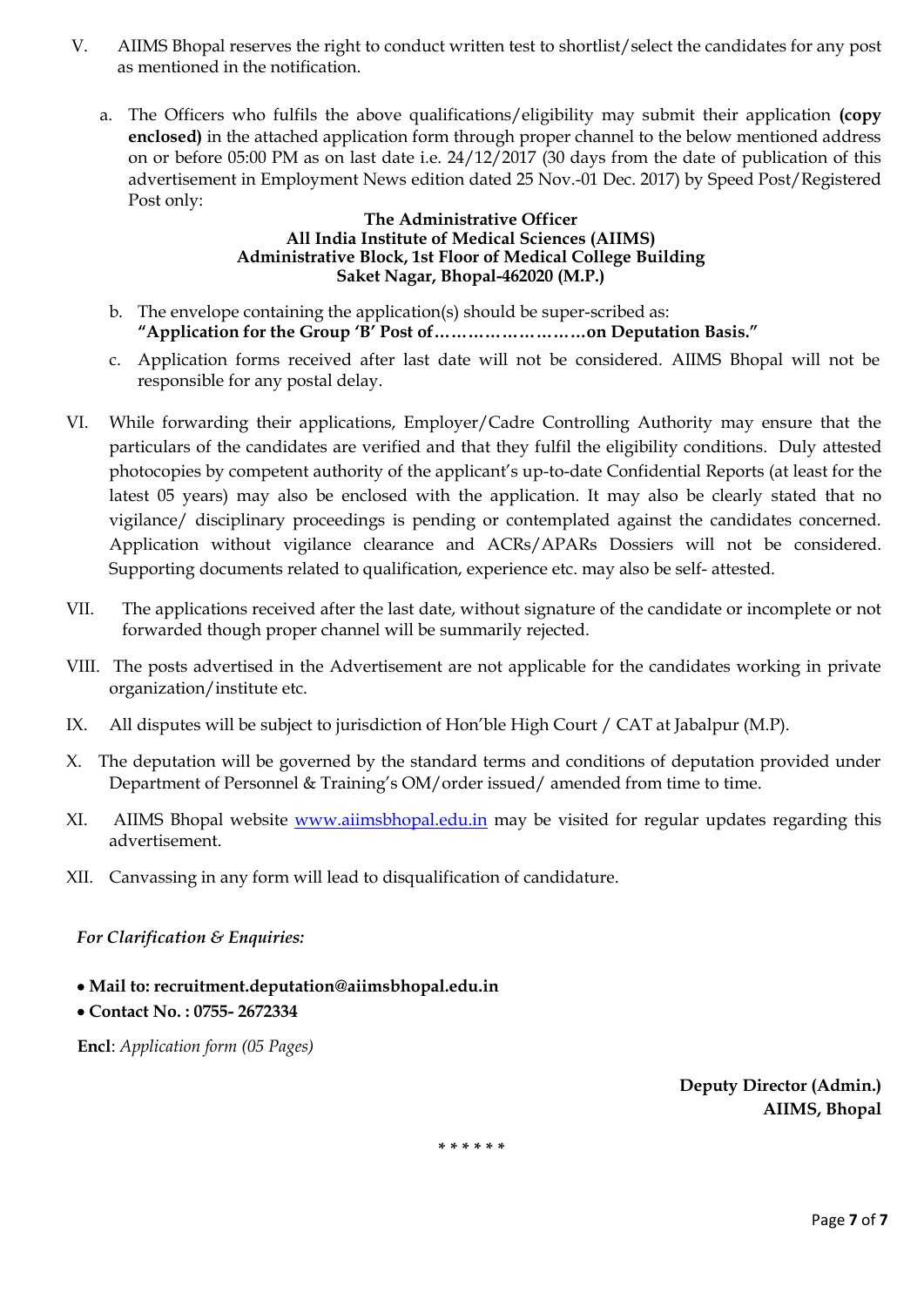V. AIIMS Bhopal reserves the right to conduct written test to shortlist/select the candidates for any post as mentioned in the notification.

   a. The Officers who fulfils the above qualifications/eligibility may submit their application **(copy enclosed)** in the attached application form through proper channel to the below mentioned address on or before 05:00 PM as on last date i.e. 24/12/2017 (30 days from the date of publication of this advertisement in Employment News edition dated 25 Nov.-01 Dec. 2017) by Speed Post/Registered Post only:

   **The Administrative Officer**
   **All India Institute of Medical Sciences (AIIMS)**
   **Administrative Block, 1st Floor of Medical College Building**
   **Saket Nagar, Bhopal-462020 (M.P.)**

   b. The envelope containing the application(s) should be super-scribed as:
   **"Application for the Group 'B' Post of……………………on Deputation Basis."**

   c. Application forms received after last date will not be considered. AIIMS Bhopal will not be responsible for any postal delay.

VI. While forwarding their applications, Employer/Cadre Controlling Authority may ensure that the particulars of the candidates are verified and that they fulfil the eligibility conditions. Duly attested photocopies by competent authority of the applicant's up-to-date Confidential Reports (at least for the latest 05 years) may also be enclosed with the application. It may also be clearly stated that no vigilance/ disciplinary proceedings is pending or contemplated against the candidates concerned. Application without vigilance clearance and ACRs/APARs Dossiers will not be considered. Supporting documents related to qualification, experience etc. may also be self- attested.

VII. The applications received after the last date, without signature of the candidate or incomplete or not forwarded though proper channel will be summarily rejected.

VIII. The posts advertised in the Advertisement are not applicable for the candidates working in private organization/institute etc.

IX. All disputes will be subject to jurisdiction of Hon'ble High Court / CAT at Jabalpur (M.P).

X. The deputation will be governed by the standard terms and conditions of deputation provided under Department of Personnel & Training's OM/order issued/ amended from time to time.

XI. AIIMS Bhopal website [www.aiimsbhopal.edu.in](http://www.aiimsbhopal.edu.in) may be visited for regular updates regarding this advertisement.

XII. Canvassing in any form will lead to disqualification of candidature.

***For Clarification & Enquiries:***

- **Mail to: recruitment.deputation@aiimsbhopal.edu.in**
- **Contact No. : 0755- 2672334**

**Encl**: *Application form (05 Pages)*

**Deputy Director (Admin.)**
**AIIMS, Bhopal**

\* \* \* \* \* \*